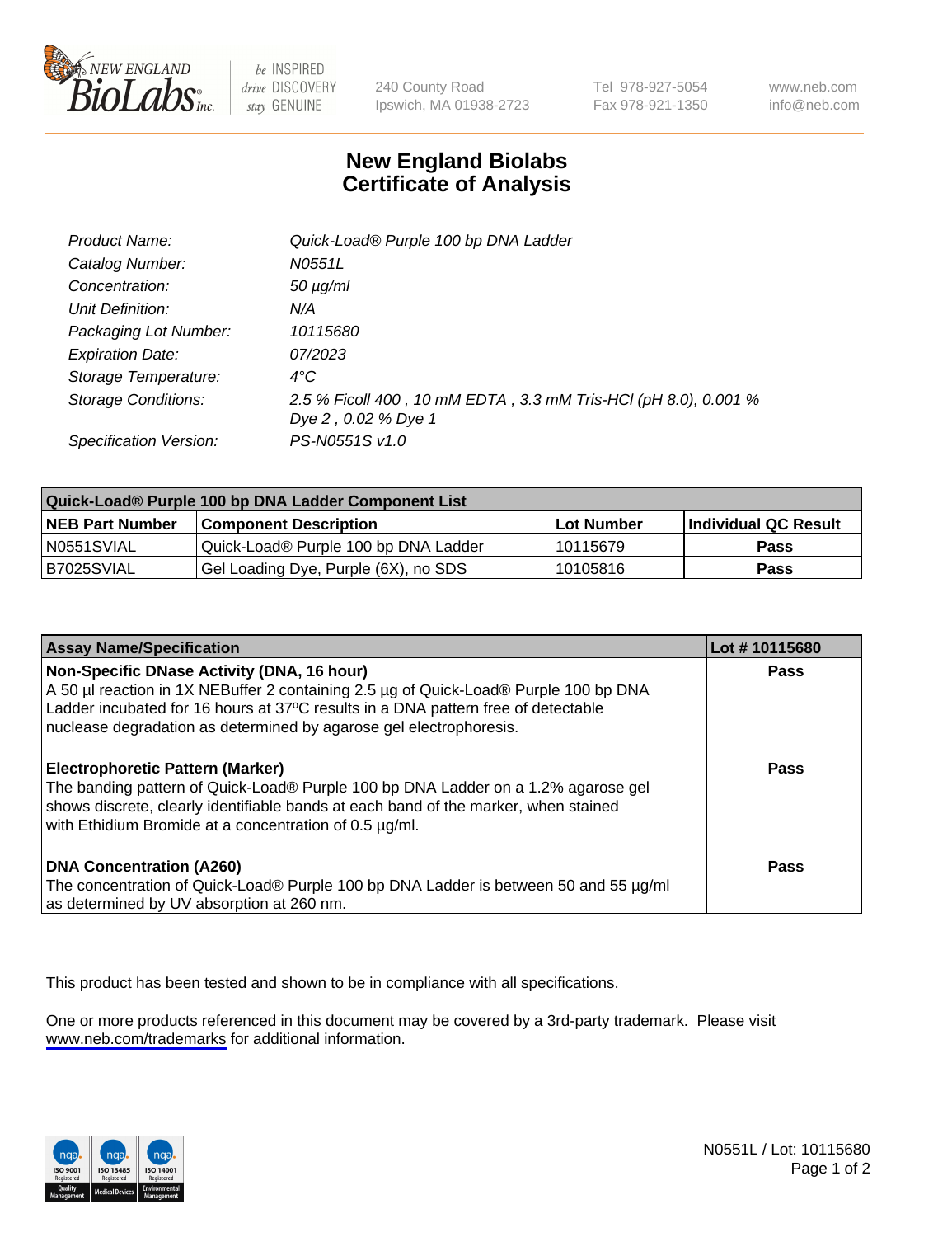# New England Biolabs
# Certificate of Analysis

| | |
|---|---|
| *Product Name:* | *Quick-Load® Purple 100 bp DNA Ladder* |
| *Catalog Number:* | *N0551L* |
| *Concentration:* | *50 µg/ml* |
| *Unit Definition:* | *N/A* |
| *Packaging Lot Number:* | *10115680* |
| *Expiration Date:* | *07/2023* |
| *Storage Temperature:* | *4°C* |
| *Storage Conditions:* | *2.5 % Ficoll 400 , 10 mM EDTA , 3.3 mM Tris-HCl (pH 8.0), 0.001 % Dye 2 , 0.02 % Dye 1* |
| *Specification Version:* | *PS-N0551S v1.0* |

| **Quick-Load® Purple 100 bp DNA Ladder Component List** | | | |
|---|---|---|---|
| **NEB Part Number** | **Component Description** | **Lot Number** | **Individual QC Result** |
| N0551SVIAL | Quick-Load® Purple 100 bp DNA Ladder | 10115679 | **Pass** |
| B7025SVIAL | Gel Loading Dye, Purple (6X), no SDS | 10105816 | **Pass** |

| **Assay Name/Specification** | **Lot # 10115680** |
|---|---|
| **Non-Specific DNase Activity (DNA, 16 hour)** A 50 µl reaction in 1X NEBuffer 2 containing 2.5 µg of Quick-Load® Purple 100 bp DNA Ladder incubated for 16 hours at 37ºC results in a DNA pattern free of detectable nuclease degradation as determined by agarose gel electrophoresis. | **Pass** |
| **Electrophoretic Pattern (Marker)** The banding pattern of Quick-Load® Purple 100 bp DNA Ladder on a 1.2% agarose gel shows discrete, clearly identifiable bands at each band of the marker, when stained with Ethidium Bromide at a concentration of 0.5 µg/ml. | **Pass** |
| **DNA Concentration (A260)** The concentration of Quick-Load® Purple 100 bp DNA Ladder is between 50 and 55 µg/ml as determined by UV absorption at 260 nm. | **Pass** |

This product has been tested and shown to be in compliance with all specifications.

One or more products referenced in this document may be covered by a 3rd-party trademark. Please visit www.neb.com/trademarks for additional information.

N0551L / Lot: 10115680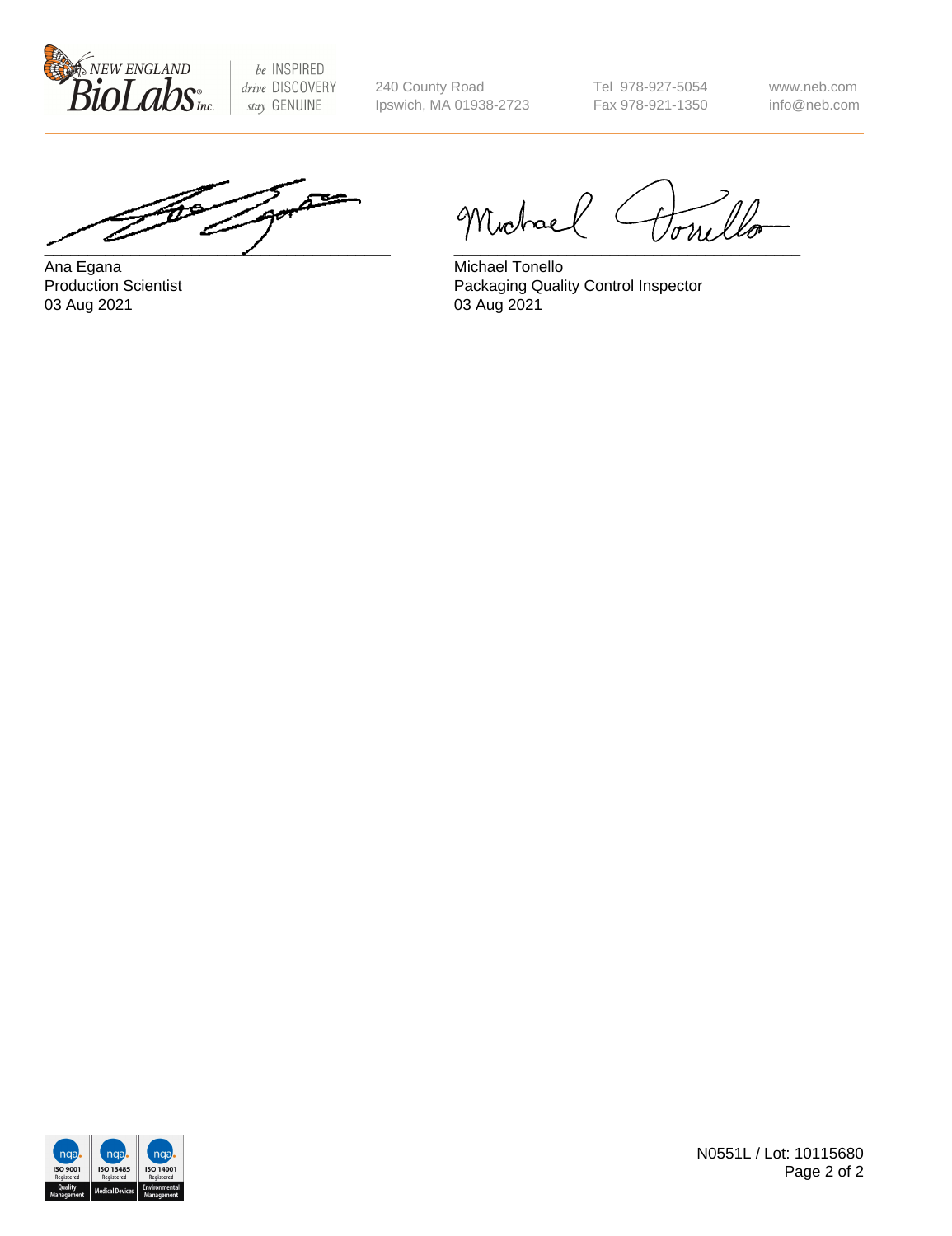Ana Egana
Production Scientist
03 Aug 2021

Michael Tonello
Packaging Quality Control Inspector
03 Aug 2021

N0551L / Lot: 10115680